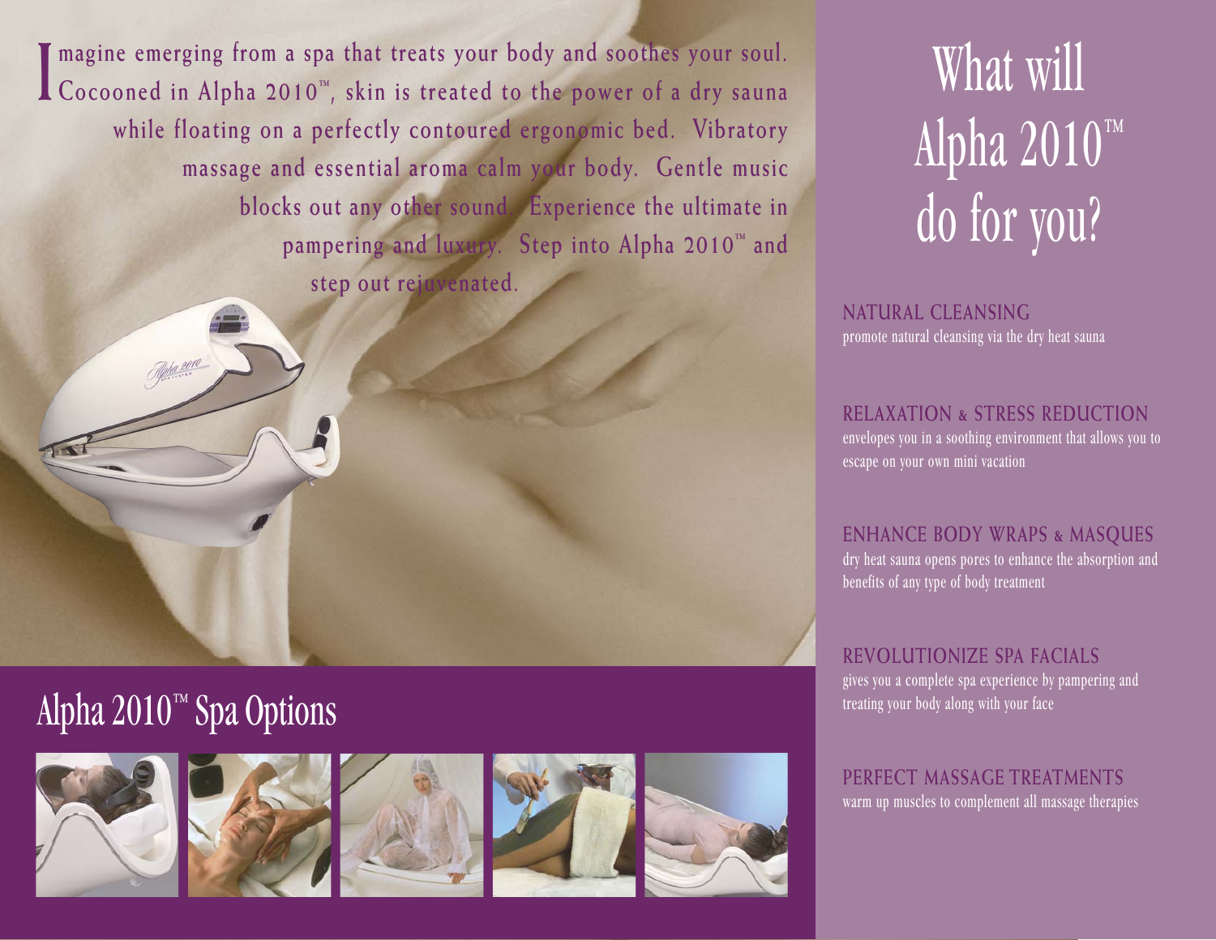Imagine emerging from a spa that treats your body and soothes your soul. Cocooned in Alpha 2010™, skin is treated to the power of a dry sauna while floating on a perfectly contoured ergonomic bed. Vibratory massage and essential aroma calm your body. Gentle music blocks out any other sound. Experience the ultimate in pampering and luxury. Step into Alpha 2010™ and step out rejuvenated.

## Alpha 2010™ Spa Options

# What will Alpha 2010™ do for you?

### NATURAL CLEANSING

promote natural cleansing via the dry heat sauna

### RELAXATION & STRESS REDUCTION

envelopes you in a soothing environment that allows you to escape on your own mini vacation

### ENHANCE BODY WRAPS & MASQUES

dry heat sauna opens pores to enhance the absorption and benefits of any type of body treatment

### REVOLUTIONIZE SPA FACIALS

gives you a complete spa experience by pampering and treating your body along with your face

### PERFECT MASSAGE TREATMENTS

warm up muscles to complement all massage therapies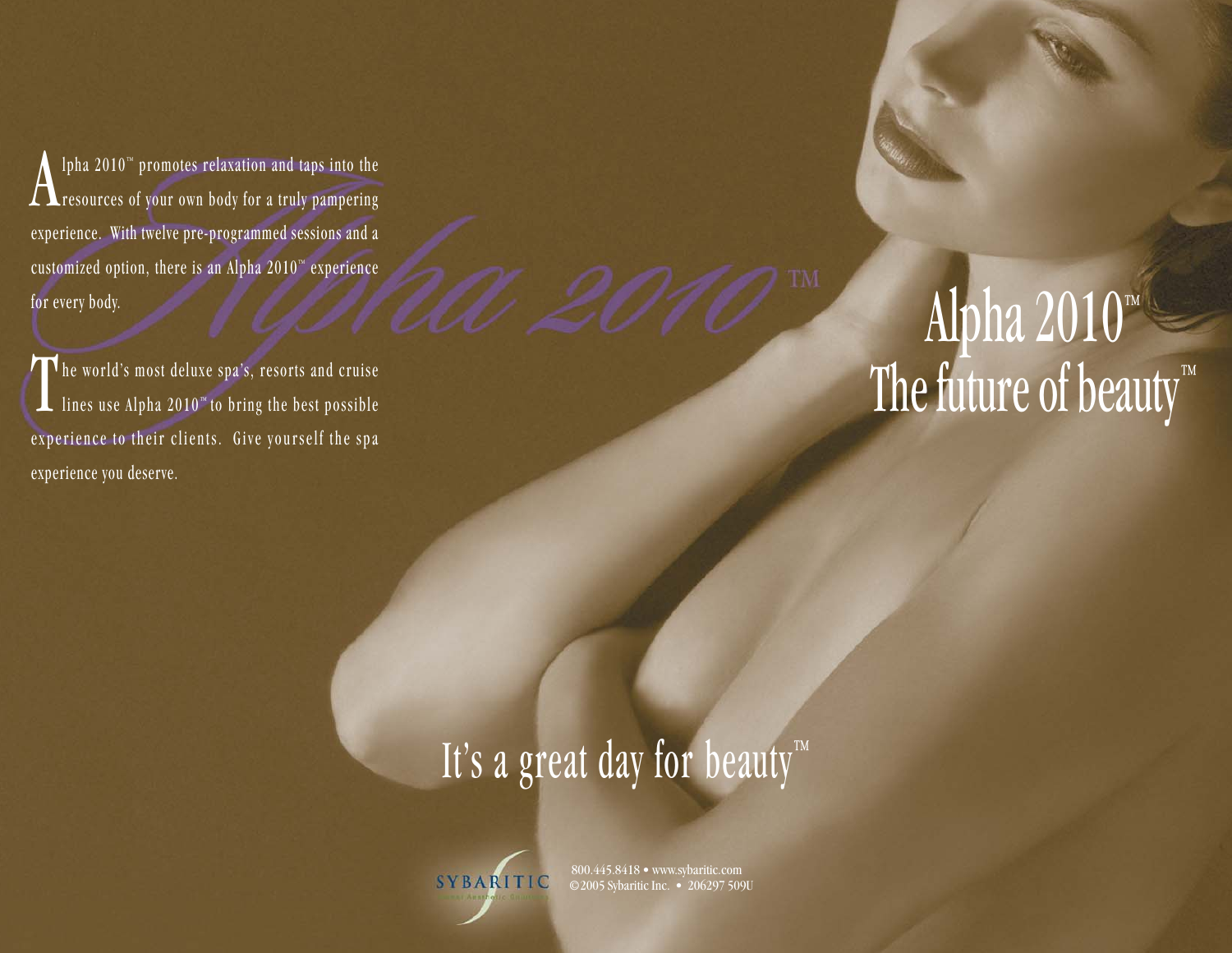# Alpha 2010™
## The future of beauty™

Alpha 2010™ promotes relaxation and taps into the resources of your own body for a truly pampering experience. With twelve pre-programmed sessions and a customized option, there is an Alpha 2010™ experience for every body.

The world's most deluxe spa's, resorts and cruise lines use Alpha 2010™ to bring the best possible experience to their clients. Give yourself the spa experience you deserve.

It's a great day for beauty™

SYBARITIC

800.445.8418 • www.sybaritic.com
©2005 Sybaritic Inc. • 206297 509U